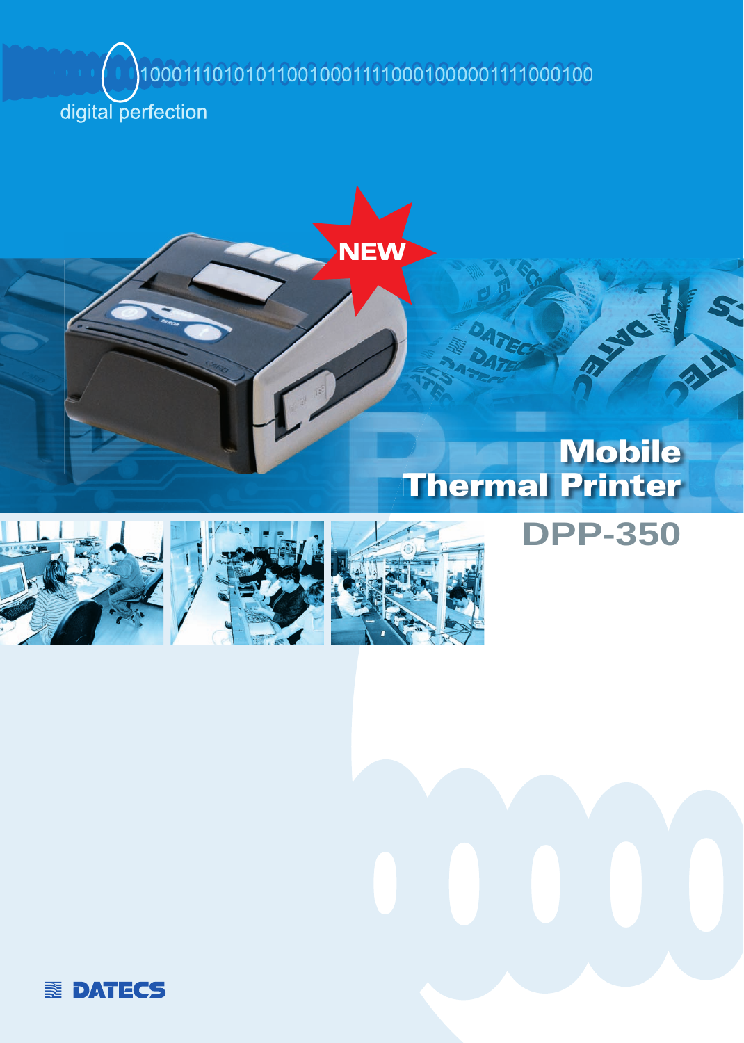digital perfection

NEW

# Mobile Thermal Printer

## DPP-350

DATECS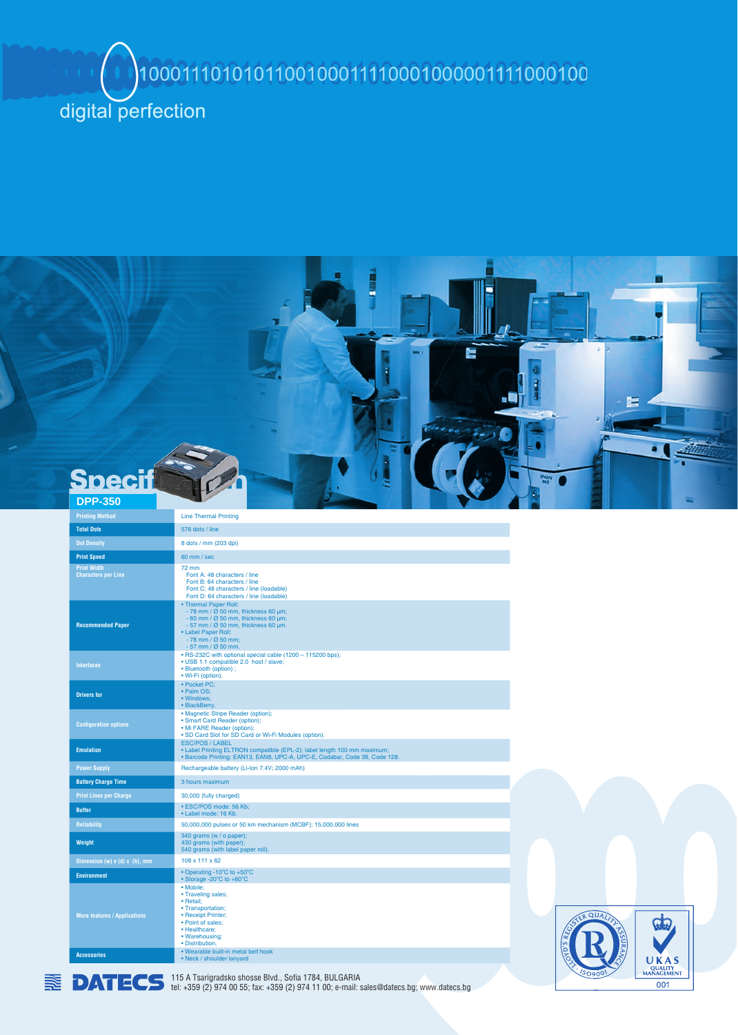1000111010101100100011110001000001111000100

digital perfection

## Specification

### DPP-350

| | |
|---|---|
| Printing Method | Line Thermal Printing |
| Total Dots | 576 dots / line |
| Dot Density | 8 dots / mm (203 dpi) |
| Print Speed | 60 mm / sec |
| Print Width<br>Characters per Line | 72 mm<br>Font A: 48 characters / line<br>Font B: 64 characters / line<br>Font C: 48 characters / line (loadable)<br>Font D: 64 characters / line (loadable) |
| Recommended Paper | • Thermal Paper Roll:<br>- 78 mm / Ø 50 mm, thickness 60 µm;<br>- 60 mm / Ø 50 mm, thickness 60 µm;<br>- 57 mm / Ø 50 mm, thickness 60 µm.<br>• Label Paper Roll:<br>- 78 mm / Ø 50 mm;<br>- 57 mm / Ø 50 mm. |
| Interfaces | • RS-232C with optional special cable (1200 – 115200 bps);<br>• USB 1.1 compatible 2.0 host / slave;<br>• Bluetooth (option) ;<br>• Wi-Fi (option). |
| Drivers for | • Pocket PC;<br>• Palm OS;<br>• Windows;<br>• BlackBerry. |
| Configuration options | • Magnetic Stripe Reader (option);<br>• Smart Card Reader (option);<br>• Mi FARE Reader (option);<br>• SD Card Slot for SD Card or Wi-Fi Modules (option). |
| Emulation | ESC/POS / LABEL<br>• Label Printing ELTRON compatible (EPL-2); label length 100 mm maximum;<br>• Barcode Printing: EAN13, EAN8, UPC-A, UPC-E, Codabar, Code 39, Code 128. |
| Power Supply | Rechargeable battery (Li-Ion 7.4V; 2000 mAh) |
| Battery Charge Time | 3 hours maximum |
| Print Lines per Charge | 30,000 (fully charged) |
| Buffer | • ESC/POS mode: 56 Kb;<br>• Label mode: 16 Kb. |
| Reliability | 50,000,000 pulses or 50 km mechanism (MCBF): 15,000,000 lines |
| Weight | 340 grams (w / o paper);<br>430 grams (with paper);<br>540 grams (with label paper roll). |
| Dimension (w) x (d) x (h), mm | 108 x 111 x 62 |
| Environment | • Operating -10°C to +50°C<br>• Storage -20°C to +60°C |
| More features / Applications | • Mobile;<br>• Traveling sales;<br>• Retail;<br>• Transportation;<br>• Receipt Printer;<br>• Point of sales;<br>• Healthcare;<br>• Warehousing;<br>• Distribution. |
| Accessories | • Wearable built-in metal belt hook<br>• Neck / shoulder lanyard |

**DATECS** 115 A Tsarigradsko shosse Blvd., Sofia 1784, BULGARIA
tel: +359 (2) 974 00 55; fax: +359 (2) 974 11 00; e-mail: sales@datecs.bg; www.datecs.bg

LLOYD'S REGISTER QUALITY ASSURANCE ISO9001

UKAS QUALITY MANAGEMENT 001